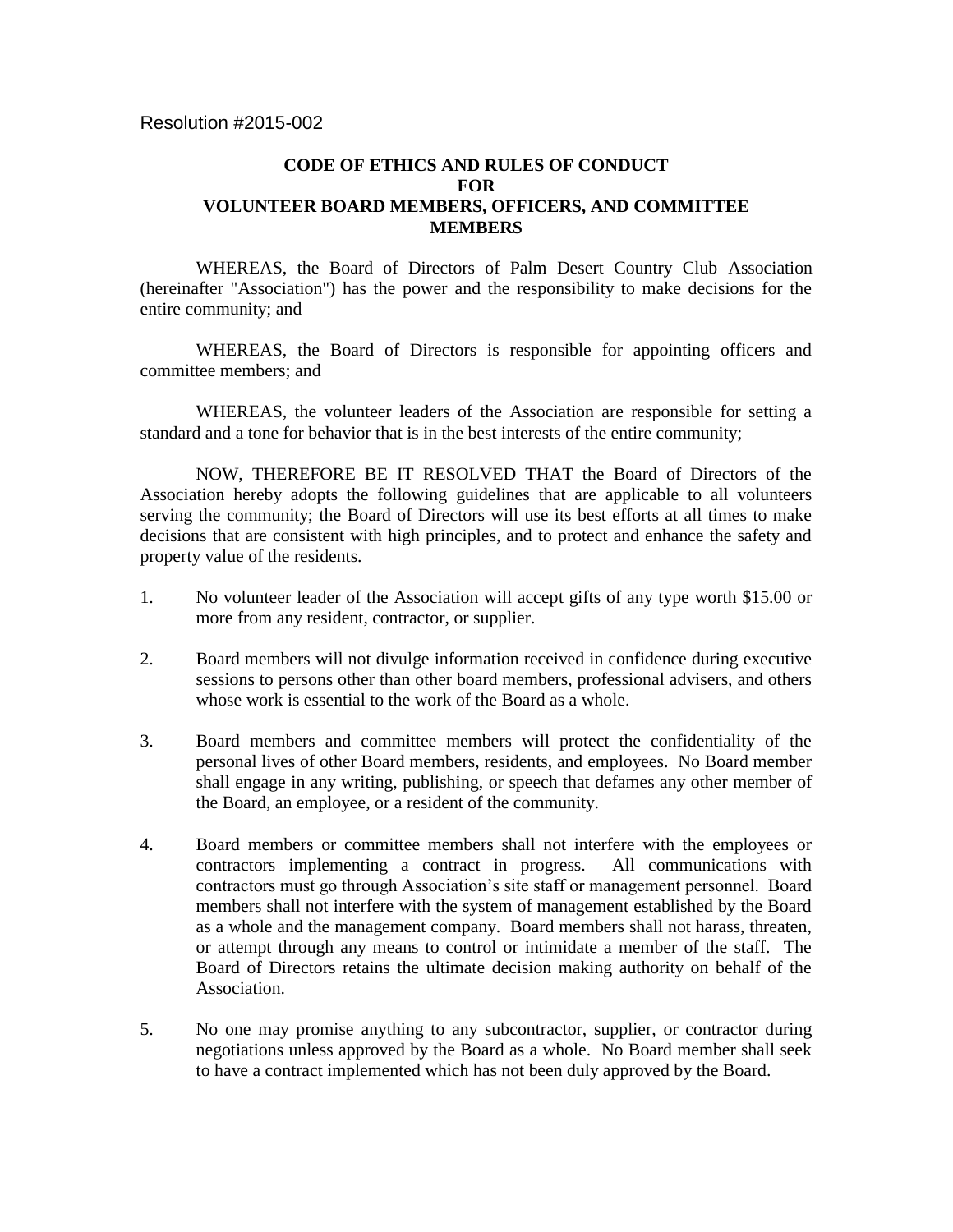Resolution #2015-002

**CODE OF ETHICS AND RULES OF CONDUCT
FOR
VOLUNTEER BOARD MEMBERS, OFFICERS, AND COMMITTEE MEMBERS**

WHEREAS, the Board of Directors of Palm Desert Country Club Association (hereinafter "Association") has the power and the responsibility to make decisions for the entire community; and

WHEREAS, the Board of Directors is responsible for appointing officers and committee members; and

WHEREAS, the volunteer leaders of the Association are responsible for setting a standard and a tone for behavior that is in the best interests of the entire community;

NOW, THEREFORE BE IT RESOLVED THAT the Board of Directors of the Association hereby adopts the following guidelines that are applicable to all volunteers serving the community; the Board of Directors will use its best efforts at all times to make decisions that are consistent with high principles, and to protect and enhance the safety and property value of the residents.

1. No volunteer leader of the Association will accept gifts of any type worth $15.00 or more from any resident, contractor, or supplier.

2. Board members will not divulge information received in confidence during executive sessions to persons other than other board members, professional advisers, and others whose work is essential to the work of the Board as a whole.

3. Board members and committee members will protect the confidentiality of the personal lives of other Board members, residents, and employees. No Board member shall engage in any writing, publishing, or speech that defames any other member of the Board, an employee, or a resident of the community.

4. Board members or committee members shall not interfere with the employees or contractors implementing a contract in progress. All communications with contractors must go through Association's site staff or management personnel. Board members shall not interfere with the system of management established by the Board as a whole and the management company. Board members shall not harass, threaten, or attempt through any means to control or intimidate a member of the staff. The Board of Directors retains the ultimate decision making authority on behalf of the Association.

5. No one may promise anything to any subcontractor, supplier, or contractor during negotiations unless approved by the Board as a whole. No Board member shall seek to have a contract implemented which has not been duly approved by the Board.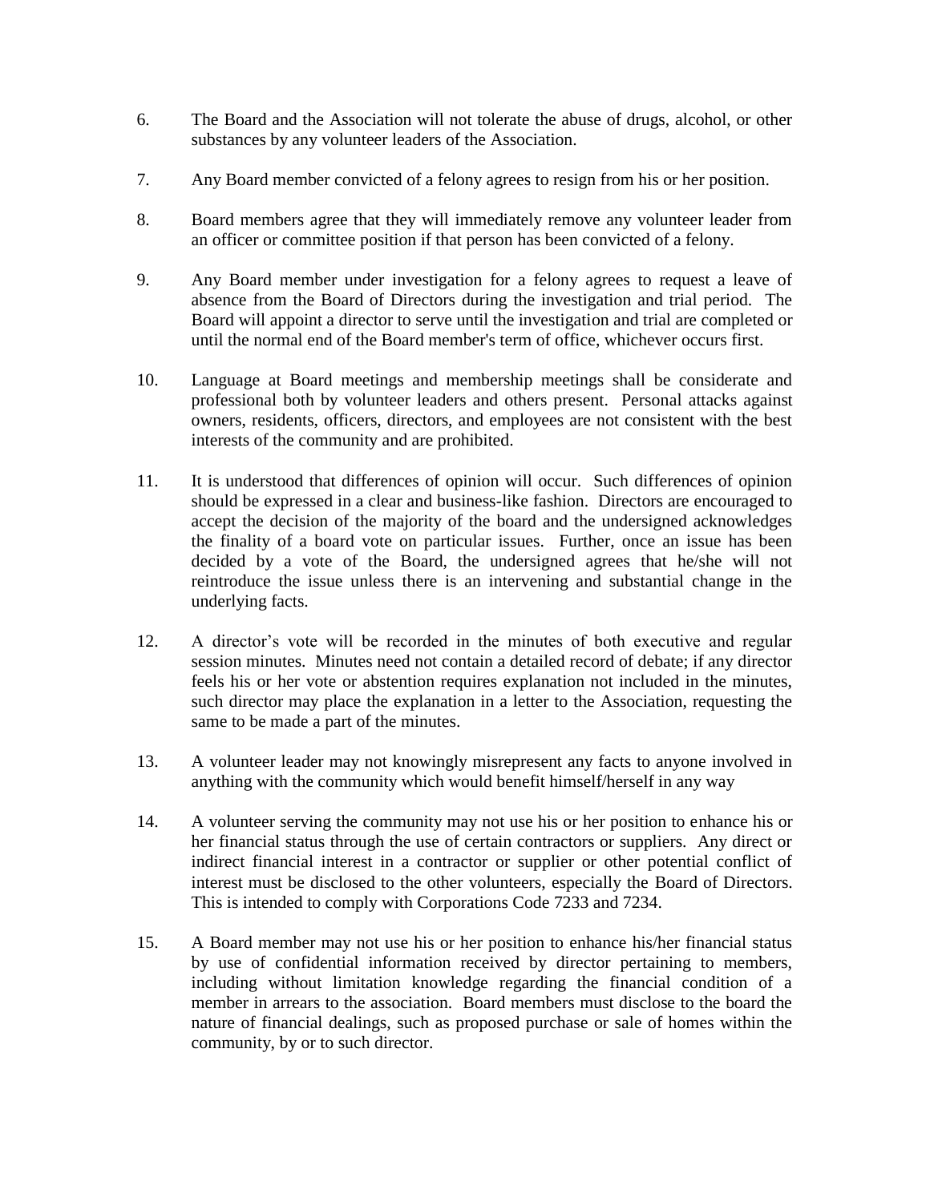6. The Board and the Association will not tolerate the abuse of drugs, alcohol, or other substances by any volunteer leaders of the Association.

7. Any Board member convicted of a felony agrees to resign from his or her position.

8. Board members agree that they will immediately remove any volunteer leader from an officer or committee position if that person has been convicted of a felony.

9. Any Board member under investigation for a felony agrees to request a leave of absence from the Board of Directors during the investigation and trial period. The Board will appoint a director to serve until the investigation and trial are completed or until the normal end of the Board member's term of office, whichever occurs first.

10. Language at Board meetings and membership meetings shall be considerate and professional both by volunteer leaders and others present. Personal attacks against owners, residents, officers, directors, and employees are not consistent with the best interests of the community and are prohibited.

11. It is understood that differences of opinion will occur. Such differences of opinion should be expressed in a clear and business-like fashion. Directors are encouraged to accept the decision of the majority of the board and the undersigned acknowledges the finality of a board vote on particular issues. Further, once an issue has been decided by a vote of the Board, the undersigned agrees that he/she will not reintroduce the issue unless there is an intervening and substantial change in the underlying facts.

12. A director's vote will be recorded in the minutes of both executive and regular session minutes. Minutes need not contain a detailed record of debate; if any director feels his or her vote or abstention requires explanation not included in the minutes, such director may place the explanation in a letter to the Association, requesting the same to be made a part of the minutes.

13. A volunteer leader may not knowingly misrepresent any facts to anyone involved in anything with the community which would benefit himself/herself in any way

14. A volunteer serving the community may not use his or her position to enhance his or her financial status through the use of certain contractors or suppliers. Any direct or indirect financial interest in a contractor or supplier or other potential conflict of interest must be disclosed to the other volunteers, especially the Board of Directors. This is intended to comply with Corporations Code 7233 and 7234.

15. A Board member may not use his or her position to enhance his/her financial status by use of confidential information received by director pertaining to members, including without limitation knowledge regarding the financial condition of a member in arrears to the association. Board members must disclose to the board the nature of financial dealings, such as proposed purchase or sale of homes within the community, by or to such director.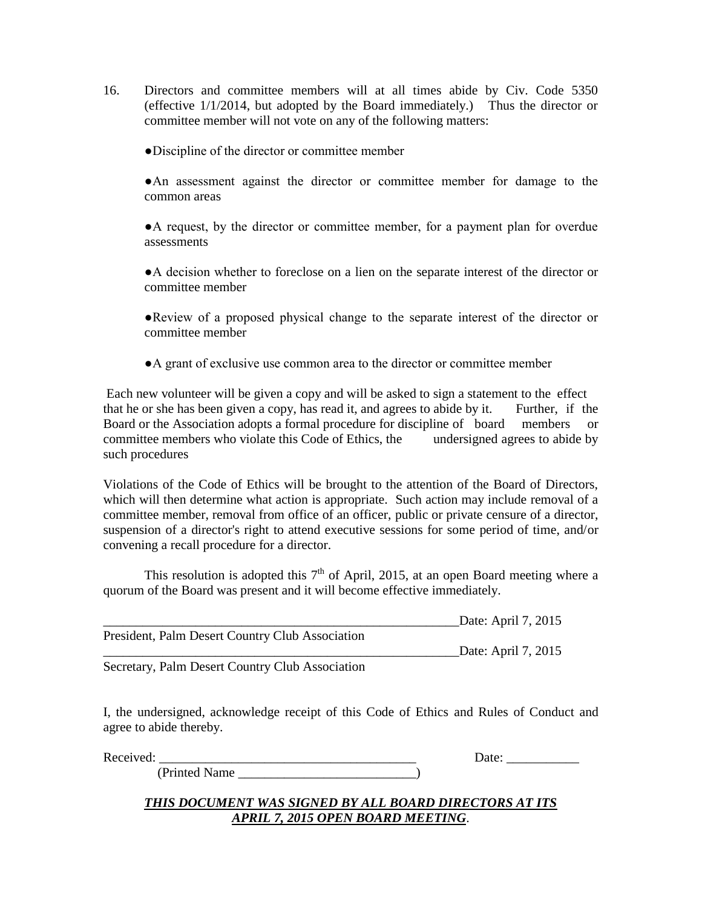16. Directors and committee members will at all times abide by Civ. Code 5350 (effective 1/1/2014, but adopted by the Board immediately.) Thus the director or committee member will not vote on any of the following matters:

   ●Discipline of the director or committee member

   ●An assessment against the director or committee member for damage to the common areas

   ●A request, by the director or committee member, for a payment plan for overdue assessments

   ●A decision whether to foreclose on a lien on the separate interest of the director or committee member

   ●Review of a proposed physical change to the separate interest of the director or committee member

   ●A grant of exclusive use common area to the director or committee member

Each new volunteer will be given a copy and will be asked to sign a statement to the effect that he or she has been given a copy, has read it, and agrees to abide by it. Further, if the Board or the Association adopts a formal procedure for discipline of board members or committee members who violate this Code of Ethics, the undersigned agrees to abide by such procedures

Violations of the Code of Ethics will be brought to the attention of the Board of Directors, which will then determine what action is appropriate. Such action may include removal of a committee member, removal from office of an officer, public or private censure of a director, suspension of a director's right to attend executive sessions for some period of time, and/or convening a recall procedure for a director.

This resolution is adopted this 7th of April, 2015, at an open Board meeting where a quorum of the Board was present and it will become effective immediately.

________________________________________________________Date: April 7, 2015
President, Palm Desert Country Club Association

________________________________________________________Date: April 7, 2015
Secretary, Palm Desert Country Club Association

I, the undersigned, acknowledge receipt of this Code of Ethics and Rules of Conduct and agree to abide thereby.

Received: _______________________________________ Date: ___________
(Printed Name ___________________________)

***THIS DOCUMENT WAS SIGNED BY ALL BOARD DIRECTORS AT ITS APRIL 7, 2015 OPEN BOARD MEETING***.